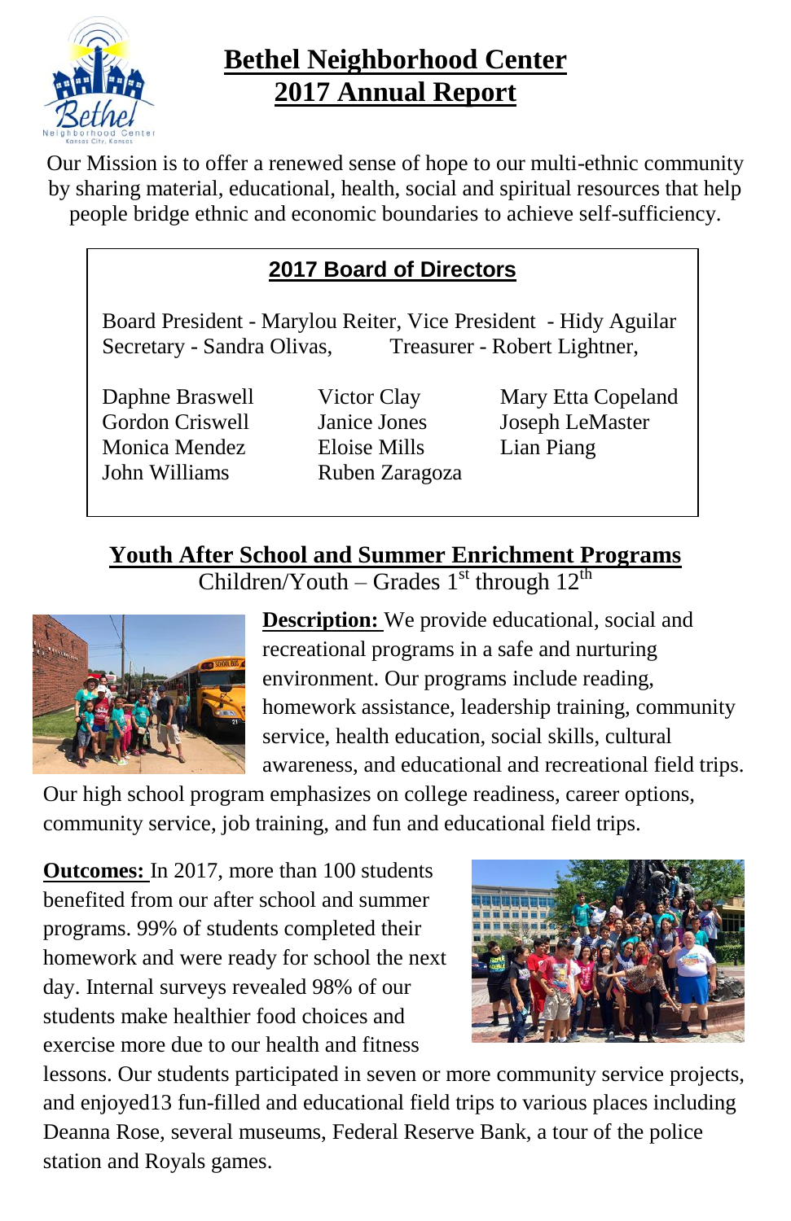# Bethel Neighborhood Center
# 2017 Annual Report

Our Mission is to offer a renewed sense of hope to our multi-ethnic community by sharing material, educational, health, social and spiritual resources that help people bridge ethnic and economic boundaries to achieve self-sufficiency.

## 2017 Board of Directors

Board President - Marylou Reiter, Vice President - Hidy Aguilar
Secretary - Sandra Olivas, Treasurer - Robert Lightner,

Daphne Braswell
Gordon Criswell
Monica Mendez
John Williams
Victor Clay
Janice Jones
Eloise Mills
Ruben Zaragoza
Mary Etta Copeland
Joseph LeMaster
Lian Piang

## Youth After School and Summer Enrichment Programs

Children/Youth – Grades 1st through 12th

**Description:** We provide educational, social and recreational programs in a safe and nurturing environment. Our programs include reading, homework assistance, leadership training, community service, health education, social skills, cultural awareness, and educational and recreational field trips. Our high school program emphasizes on college readiness, career options, community service, job training, and fun and educational field trips.

**Outcomes:** In 2017, more than 100 students benefited from our after school and summer programs. 99% of students completed their homework and were ready for school the next day. Internal surveys revealed 98% of our students make healthier food choices and exercise more due to our health and fitness lessons. Our students participated in seven or more community service projects, and enjoyed13 fun-filled and educational field trips to various places including Deanna Rose, several museums, Federal Reserve Bank, a tour of the police station and Royals games.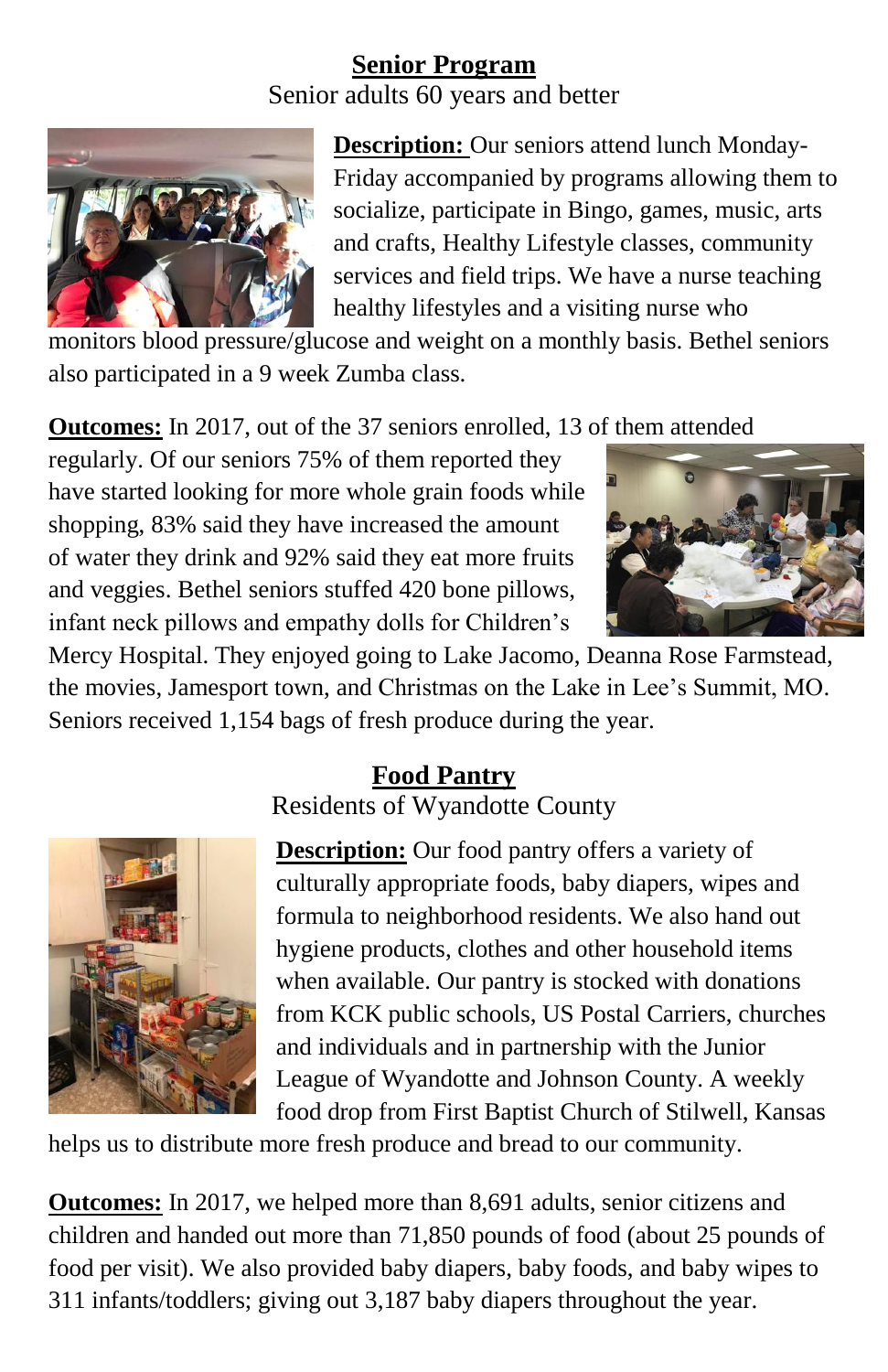## Senior Program

Senior adults 60 years and better

**Description:** Our seniors attend lunch Monday-Friday accompanied by programs allowing them to socialize, participate in Bingo, games, music, arts and crafts, Healthy Lifestyle classes, community services and field trips. We have a nurse teaching healthy lifestyles and a visiting nurse who monitors blood pressure/glucose and weight on a monthly basis. Bethel seniors also participated in a 9 week Zumba class.

**Outcomes:** In 2017, out of the 37 seniors enrolled, 13 of them attended regularly. Of our seniors 75% of them reported they have started looking for more whole grain foods while shopping, 83% said they have increased the amount of water they drink and 92% said they eat more fruits and veggies. Bethel seniors stuffed 420 bone pillows, infant neck pillows and empathy dolls for Children's Mercy Hospital. They enjoyed going to Lake Jacomo, Deanna Rose Farmstead, the movies, Jamesport town, and Christmas on the Lake in Lee's Summit, MO. Seniors received 1,154 bags of fresh produce during the year.

## Food Pantry

Residents of Wyandotte County

**Description:** Our food pantry offers a variety of culturally appropriate foods, baby diapers, wipes and formula to neighborhood residents. We also hand out hygiene products, clothes and other household items when available. Our pantry is stocked with donations from KCK public schools, US Postal Carriers, churches and individuals and in partnership with the Junior League of Wyandotte and Johnson County. A weekly food drop from First Baptist Church of Stilwell, Kansas helps us to distribute more fresh produce and bread to our community.

**Outcomes:** In 2017, we helped more than 8,691 adults, senior citizens and children and handed out more than 71,850 pounds of food (about 25 pounds of food per visit). We also provided baby diapers, baby foods, and baby wipes to 311 infants/toddlers; giving out 3,187 baby diapers throughout the year.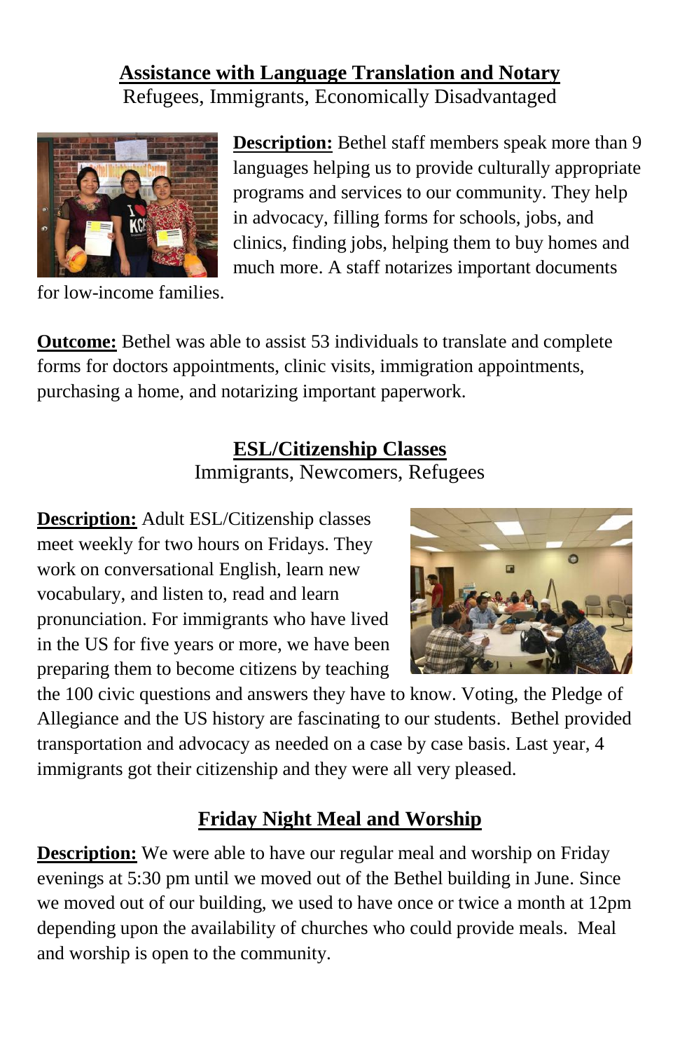## Assistance with Language Translation and Notary

Refugees, Immigrants, Economically Disadvantaged

**Description:** Bethel staff members speak more than 9 languages helping us to provide culturally appropriate programs and services to our community. They help in advocacy, filling forms for schools, jobs, and clinics, finding jobs, helping them to buy homes and much more. A staff notarizes important documents for low-income families.

**Outcome:** Bethel was able to assist 53 individuals to translate and complete forms for doctors appointments, clinic visits, immigration appointments, purchasing a home, and notarizing important paperwork.

## ESL/Citizenship Classes

Immigrants, Newcomers, Refugees

**Description:** Adult ESL/Citizenship classes meet weekly for two hours on Fridays. They work on conversational English, learn new vocabulary, and listen to, read and learn pronunciation. For immigrants who have lived in the US for five years or more, we have been preparing them to become citizens by teaching the 100 civic questions and answers they have to know. Voting, the Pledge of Allegiance and the US history are fascinating to our students. Bethel provided transportation and advocacy as needed on a case by case basis. Last year, 4 immigrants got their citizenship and they were all very pleased.

## Friday Night Meal and Worship

**Description:** We were able to have our regular meal and worship on Friday evenings at 5:30 pm until we moved out of the Bethel building in June. Since we moved out of our building, we used to have once or twice a month at 12pm depending upon the availability of churches who could provide meals. Meal and worship is open to the community.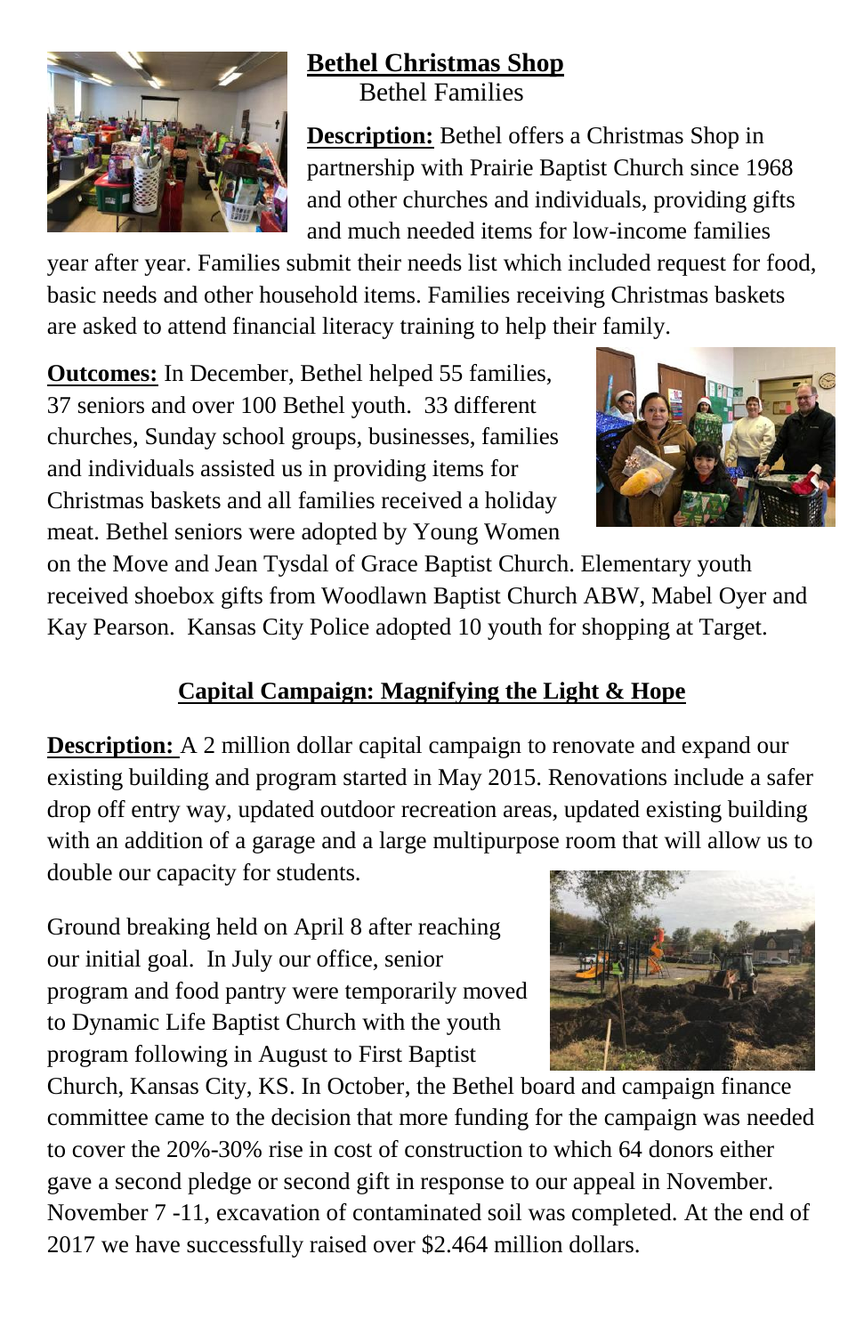## Bethel Christmas Shop

Bethel Families

**Description:** Bethel offers a Christmas Shop in partnership with Prairie Baptist Church since 1968 and other churches and individuals, providing gifts and much needed items for low-income families year after year. Families submit their needs list which included request for food, basic needs and other household items. Families receiving Christmas baskets are asked to attend financial literacy training to help their family.

**Outcomes:** In December, Bethel helped 55 families, 37 seniors and over 100 Bethel youth. 33 different churches, Sunday school groups, businesses, families and individuals assisted us in providing items for Christmas baskets and all families received a holiday meat. Bethel seniors were adopted by Young Women on the Move and Jean Tysdal of Grace Baptist Church. Elementary youth received shoebox gifts from Woodlawn Baptist Church ABW, Mabel Oyer and Kay Pearson. Kansas City Police adopted 10 youth for shopping at Target.

## Capital Campaign: Magnifying the Light & Hope

**Description:** A 2 million dollar capital campaign to renovate and expand our existing building and program started in May 2015. Renovations include a safer drop off entry way, updated outdoor recreation areas, updated existing building with an addition of a garage and a large multipurpose room that will allow us to double our capacity for students.

Ground breaking held on April 8 after reaching our initial goal. In July our office, senior program and food pantry were temporarily moved to Dynamic Life Baptist Church with the youth program following in August to First Baptist Church, Kansas City, KS. In October, the Bethel board and campaign finance committee came to the decision that more funding for the campaign was needed to cover the 20%-30% rise in cost of construction to which 64 donors either gave a second pledge or second gift in response to our appeal in November. November 7 -11, excavation of contaminated soil was completed. At the end of 2017 we have successfully raised over $2.464 million dollars.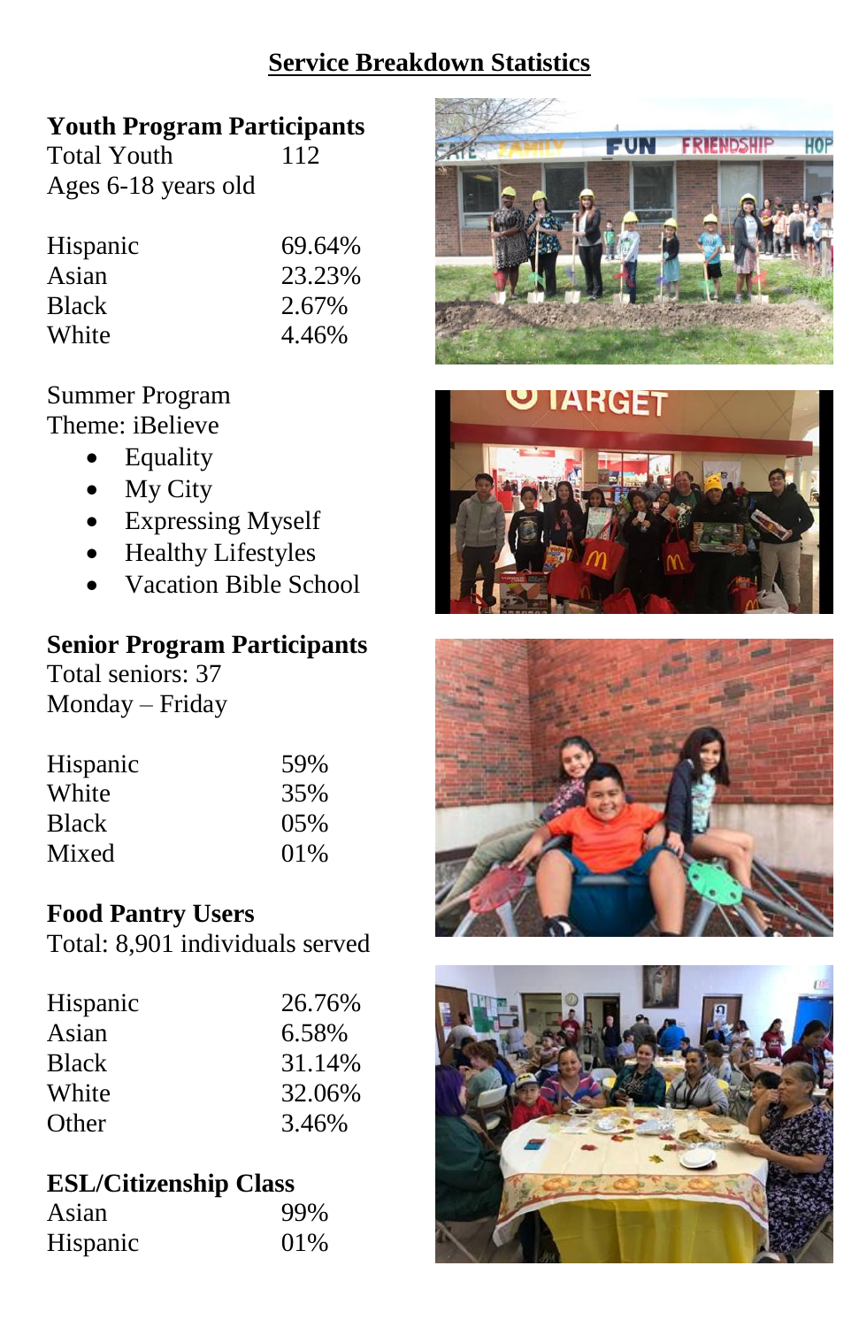## Service Breakdown Statistics

### Youth Program Participants

| | |
|---|---|
| Total Youth | 112 |
| Ages 6-18 years old | |

| | |
|---|---|
| Hispanic | 69.64% |
| Asian | 23.23% |
| Black | 2.67% |
| White | 4.46% |

Summer Program
Theme: iBelieve

- Equality
- My City
- Expressing Myself
- Healthy Lifestyles
- Vacation Bible School

### Senior Program Participants

Total seniors: 37
Monday – Friday

| | |
|---|---|
| Hispanic | 59% |
| White | 35% |
| Black | 05% |
| Mixed | 01% |

### Food Pantry Users

Total: 8,901 individuals served

| | |
|---|---|
| Hispanic | 26.76% |
| Asian | 6.58% |
| Black | 31.14% |
| White | 32.06% |
| Other | 3.46% |

### ESL/Citizenship Class

| | |
|---|---|
| Asian | 99% |
| Hispanic | 01% |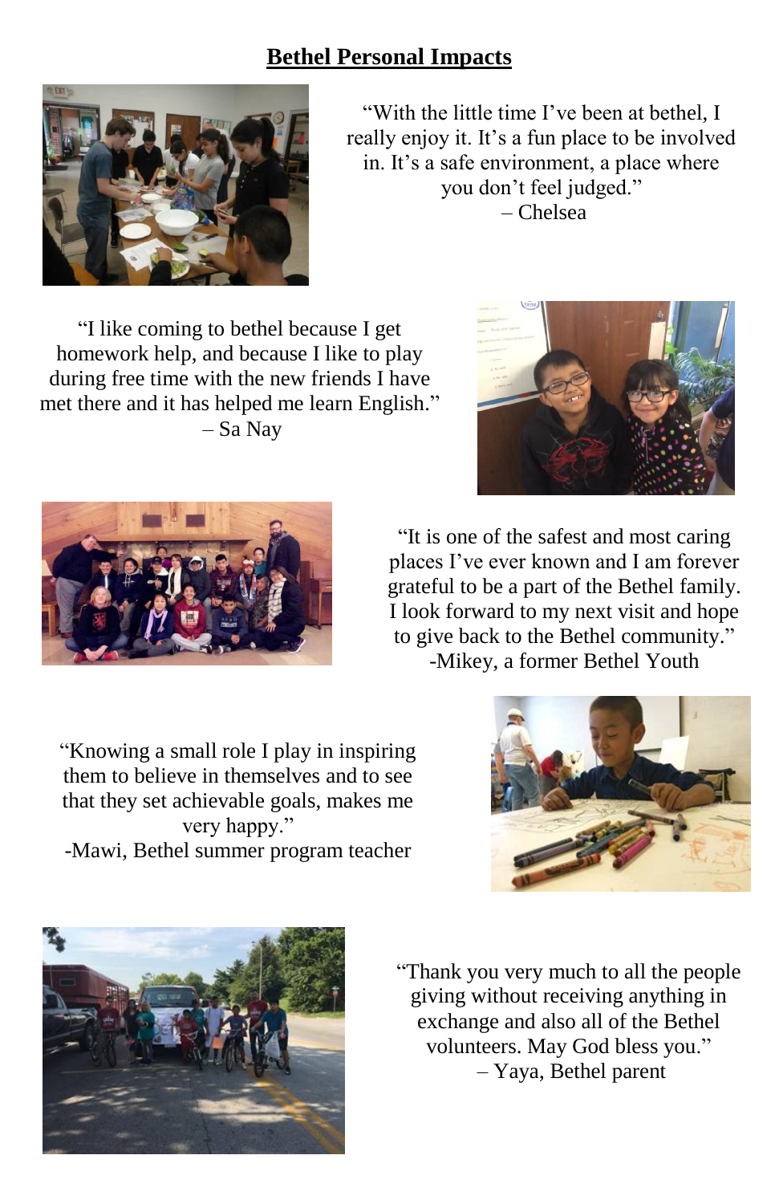# Bethel Personal Impacts

"With the little time I've been at bethel, I really enjoy it. It's a fun place to be involved in. It's a safe environment, a place where you don't feel judged."
– Chelsea

"I like coming to bethel because I get homework help, and because I like to play during free time with the new friends I have met there and it has helped me learn English."
– Sa Nay

"It is one of the safest and most caring places I've ever known and I am forever grateful to be a part of the Bethel family. I look forward to my next visit and hope to give back to the Bethel community."
-Mikey, a former Bethel Youth

"Knowing a small role I play in inspiring them to believe in themselves and to see that they set achievable goals, makes me very happy."
-Mawi, Bethel summer program teacher

"Thank you very much to all the people giving without receiving anything in exchange and also all of the Bethel volunteers. May God bless you."
– Yaya, Bethel parent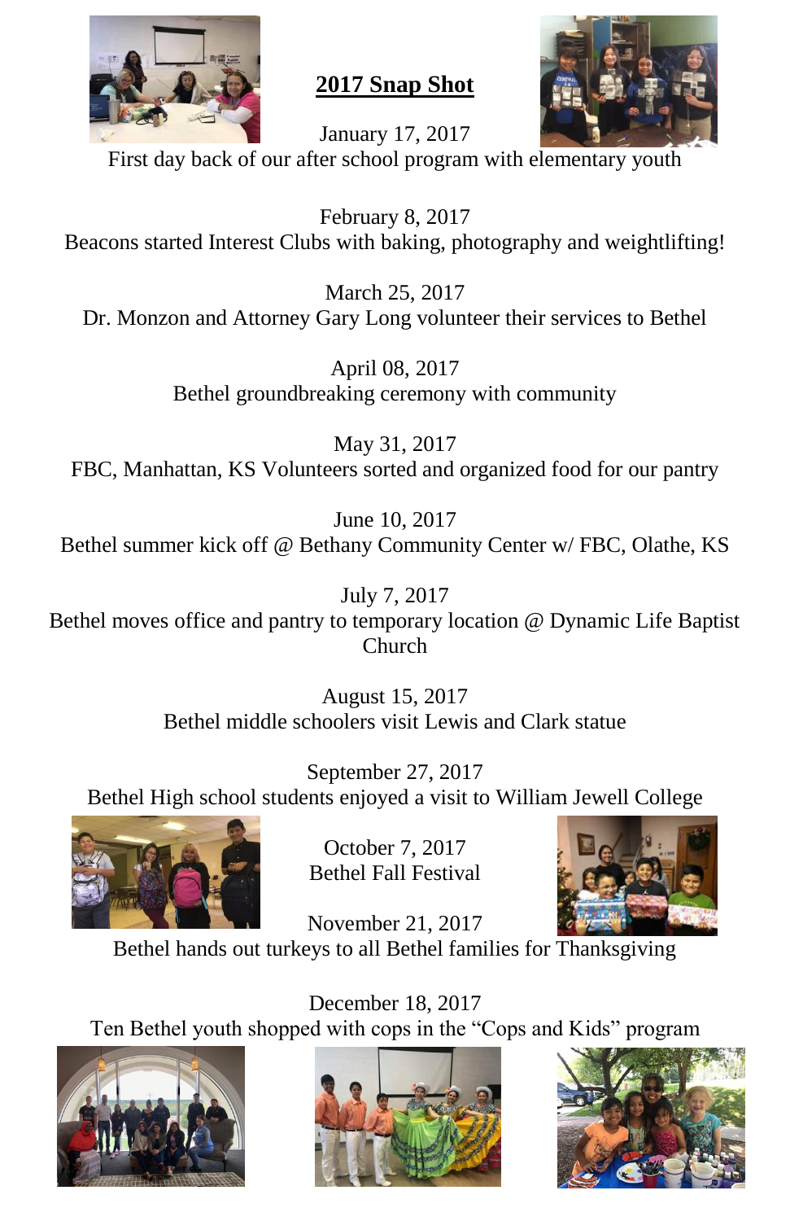## 2017 Snap Shot

January 17, 2017
First day back of our after school program with elementary youth

February 8, 2017
Beacons started Interest Clubs with baking, photography and weightlifting!

March 25, 2017
Dr. Monzon and Attorney Gary Long volunteer their services to Bethel

April 08, 2017
Bethel groundbreaking ceremony with community

May 31, 2017
FBC, Manhattan, KS Volunteers sorted and organized food for our pantry

June 10, 2017
Bethel summer kick off @ Bethany Community Center w/ FBC, Olathe, KS

July 7, 2017
Bethel moves office and pantry to temporary location @ Dynamic Life Baptist Church

August 15, 2017
Bethel middle schoolers visit Lewis and Clark statue

September 27, 2017
Bethel High school students enjoyed a visit to William Jewell College

October 7, 2017
Bethel Fall Festival

November 21, 2017
Bethel hands out turkeys to all Bethel families for Thanksgiving

December 18, 2017
Ten Bethel youth shopped with cops in the "Cops and Kids" program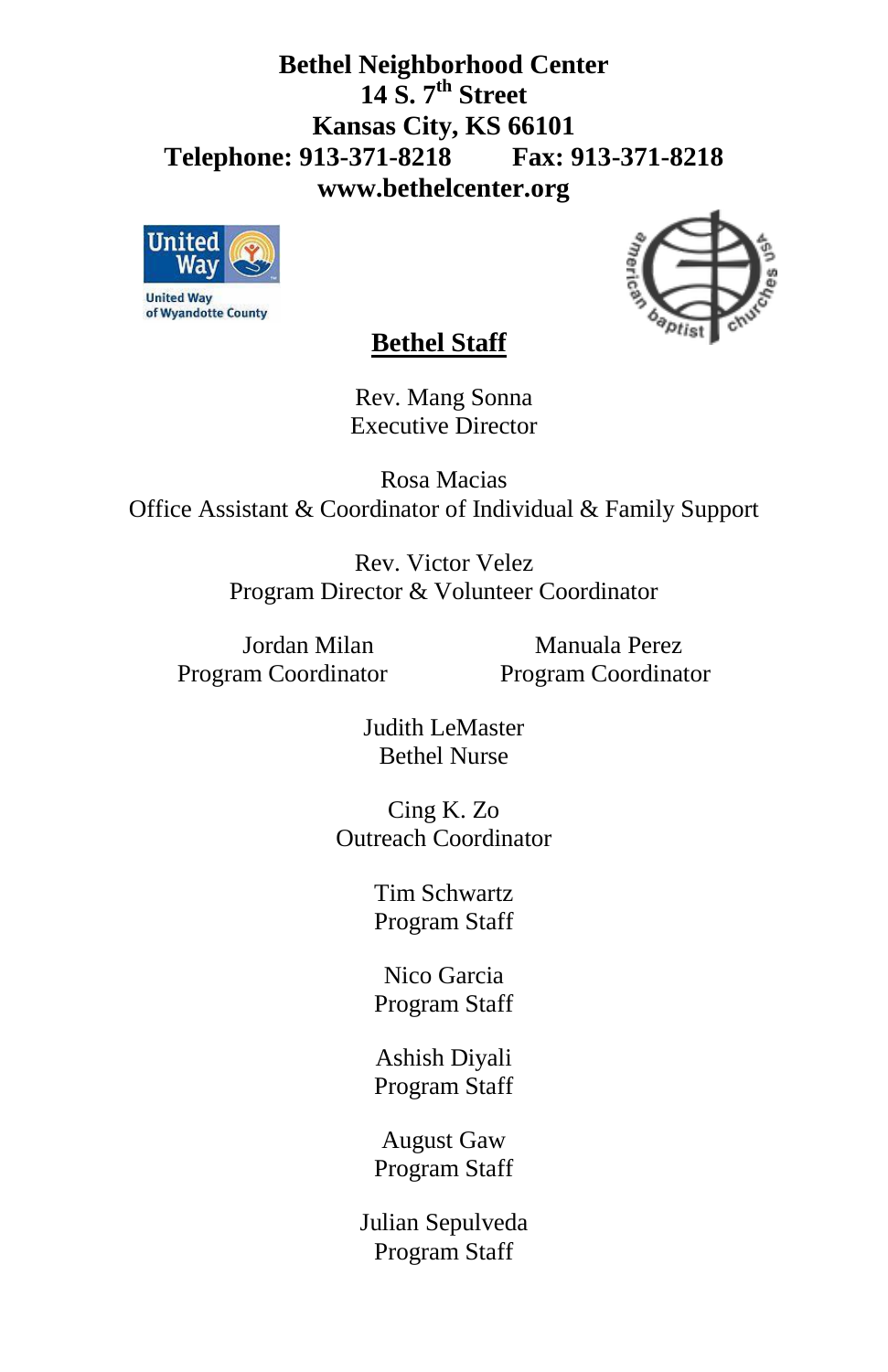**Bethel Neighborhood Center**
**14 S. 7th Street**
**Kansas City, KS 66101**
**Telephone: 913-371-8218 Fax: 913-371-8218**
**www.bethelcenter.org**

United Way of Wyandotte County

## Bethel Staff

Rev. Mang Sonna
Executive Director

Rosa Macias
Office Assistant & Coordinator of Individual & Family Support

Rev. Victor Velez
Program Director & Volunteer Coordinator

Jordan Milan
Program Coordinator

Manuala Perez
Program Coordinator

Judith LeMaster
Bethel Nurse

Cing K. Zo
Outreach Coordinator

Tim Schwartz
Program Staff

Nico Garcia
Program Staff

Ashish Diyali
Program Staff

August Gaw
Program Staff

Julian Sepulveda
Program Staff